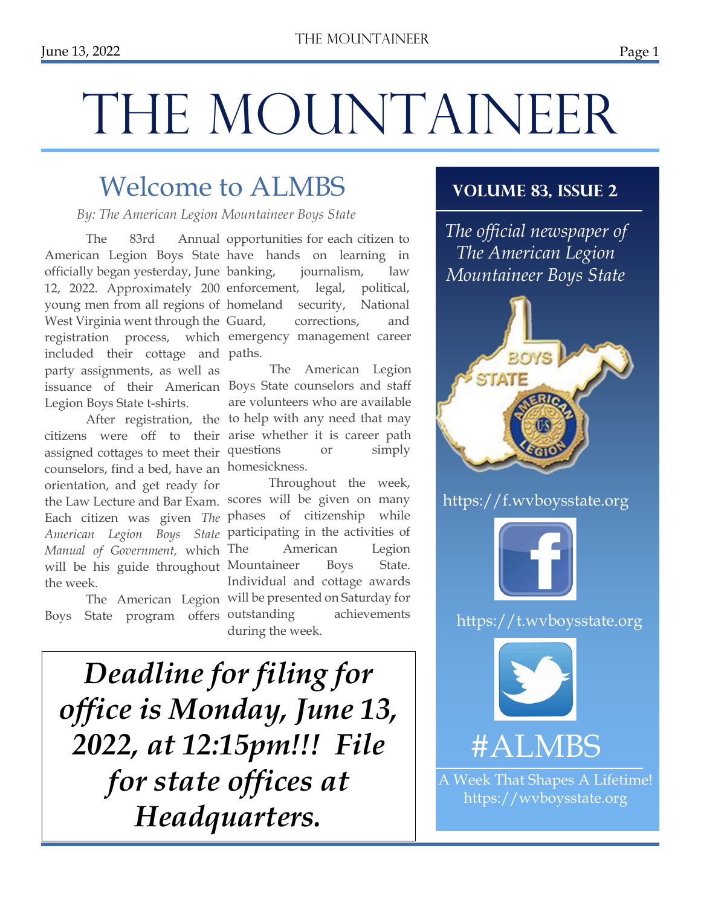# THE MOUNTAINEER

## Welcome to ALMBS

*By: The American Legion Mountaineer Boys State*

The 83rd Annual American Legion Boys State officially began yesterday, June 12, 2022. Approximately 200 young men from all regions of West Virginia went through the registration process, which included their cottage and party assignments, as well as issuance of their American Legion Boys State t-shirts.

After registration, the citizens were off to their assigned cottages to meet their counselors, find a bed, have an orientation, and get ready for the Law Lecture and Bar Exam. Each citizen was given *The American Legion Boys State Manual of Government,* which will be his guide throughout the week.

The American Legion Boys State program offers opportunities for each citizen to have hands on learning in banking, journalism, law enforcement, legal, political, homeland security, National Guard, corrections, and emergency management career paths.

The American Legion Boys State counselors and staff are volunteers who are available to help with any need that may arise whether it is career path questions or simply homesickness.

Throughout the week, scores will be given on many phases of citizenship while participating in the activities of The American Legion Mountaineer Boys State. Individual and cottage awards will be presented on Saturday for outstanding achievements during the week.

***Deadline for filing for office is Monday, June 13, 2022, at 12:15pm!!! File for state offices at Headquarters.***

**VOLUME 83, ISSUE 2**

*The official newspaper of The American Legion Mountaineer Boys State*

https://f.wvboysstate.org

https://t.wvboysstate.org

#ALMBS

A Week That Shapes A Lifetime!
https://wvboysstate.org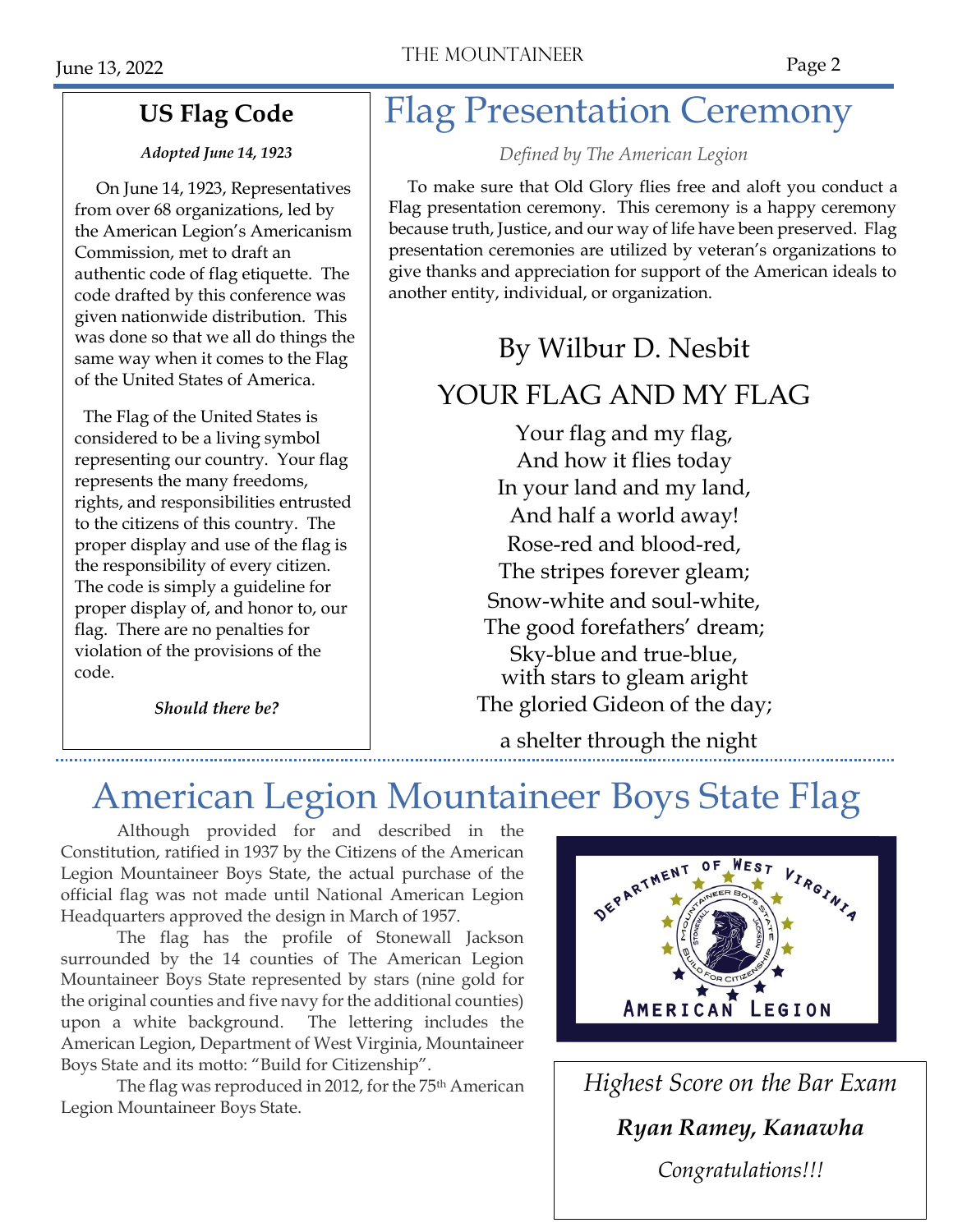## US Flag Code

*Adopted June 14, 1923*

On June 14, 1923, Representatives from over 68 organizations, led by the American Legion's Americanism Commission, met to draft an authentic code of flag etiquette. The code drafted by this conference was given nationwide distribution. This was done so that we all do things the same way when it comes to the Flag of the United States of America.

The Flag of the United States is considered to be a living symbol representing our country. Your flag represents the many freedoms, rights, and responsibilities entrusted to the citizens of this country. The proper display and use of the flag is the responsibility of every citizen. The code is simply a guideline for proper display of, and honor to, our flag. There are no penalties for violation of the provisions of the code.

***Should there be?***

# Flag Presentation Ceremony

*Defined by The American Legion*

To make sure that Old Glory flies free and aloft you conduct a Flag presentation ceremony. This ceremony is a happy ceremony because truth, Justice, and our way of life have been preserved. Flag presentation ceremonies are utilized by veteran's organizations to give thanks and appreciation for support of the American ideals to another entity, individual, or organization.

### By Wilbur D. Nesbit

### YOUR FLAG AND MY FLAG

Your flag and my flag,
And how it flies today
In your land and my land,
And half a world away!
Rose-red and blood-red,
The stripes forever gleam;
Snow-white and soul-white,
The good forefathers' dream;
Sky-blue and true-blue,
with stars to gleam aright
The gloried Gideon of the day;
a shelter through the night

# American Legion Mountaineer Boys State Flag

Although provided for and described in the Constitution, ratified in 1937 by the Citizens of the American Legion Mountaineer Boys State, the actual purchase of the official flag was not made until National American Legion Headquarters approved the design in March of 1957.

The flag has the profile of Stonewall Jackson surrounded by the 14 counties of The American Legion Mountaineer Boys State represented by stars (nine gold for the original counties and five navy for the additional counties) upon a white background. The lettering includes the American Legion, Department of West Virginia, Mountaineer Boys State and its motto: "Build for Citizenship".

The flag was reproduced in 2012, for the 75th American Legion Mountaineer Boys State.

*Highest Score on the Bar Exam*

***Ryan Ramey, Kanawha***

*Congratulations!!!*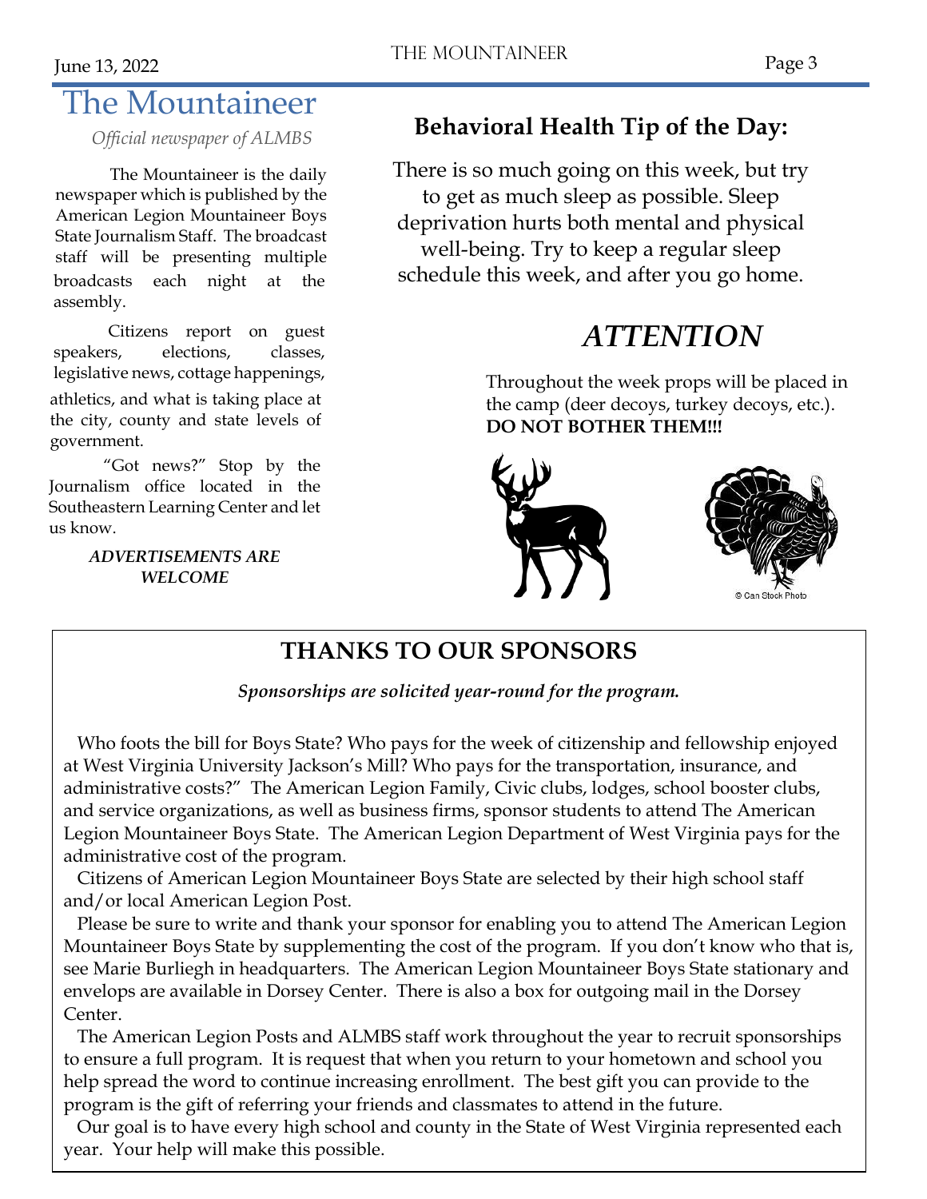# The Mountaineer

*Official newspaper of ALMBS*

The Mountaineer is the daily newspaper which is published by the American Legion Mountaineer Boys State Journalism Staff. The broadcast staff will be presenting multiple broadcasts each night at the assembly.

Citizens report on guest speakers, elections, classes, legislative news, cottage happenings, athletics, and what is taking place at the city, county and state levels of government.

"Got news?" Stop by the Journalism office located in the Southeastern Learning Center and let us know.

***ADVERTISEMENTS ARE WELCOME***

## Behavioral Health Tip of the Day:

There is so much going on this week, but try to get as much sleep as possible. Sleep deprivation hurts both mental and physical well-being. Try to keep a regular sleep schedule this week, and after you go home.

## *ATTENTION*

Throughout the week props will be placed in the camp (deer decoys, turkey decoys, etc.). **DO NOT BOTHER THEM!!!**

© Can Stock Photo

## THANKS TO OUR SPONSORS

***Sponsorships are solicited year-round for the program.***

Who foots the bill for Boys State? Who pays for the week of citizenship and fellowship enjoyed at West Virginia University Jackson's Mill? Who pays for the transportation, insurance, and administrative costs?" The American Legion Family, Civic clubs, lodges, school booster clubs, and service organizations, as well as business firms, sponsor students to attend The American Legion Mountaineer Boys State. The American Legion Department of West Virginia pays for the administrative cost of the program.

Citizens of American Legion Mountaineer Boys State are selected by their high school staff and/or local American Legion Post.

Please be sure to write and thank your sponsor for enabling you to attend The American Legion Mountaineer Boys State by supplementing the cost of the program. If you don't know who that is, see Marie Burliegh in headquarters. The American Legion Mountaineer Boys State stationary and envelops are available in Dorsey Center. There is also a box for outgoing mail in the Dorsey Center.

The American Legion Posts and ALMBS staff work throughout the year to recruit sponsorships to ensure a full program. It is request that when you return to your hometown and school you help spread the word to continue increasing enrollment. The best gift you can provide to the program is the gift of referring your friends and classmates to attend in the future.

Our goal is to have every high school and county in the State of West Virginia represented each year. Your help will make this possible.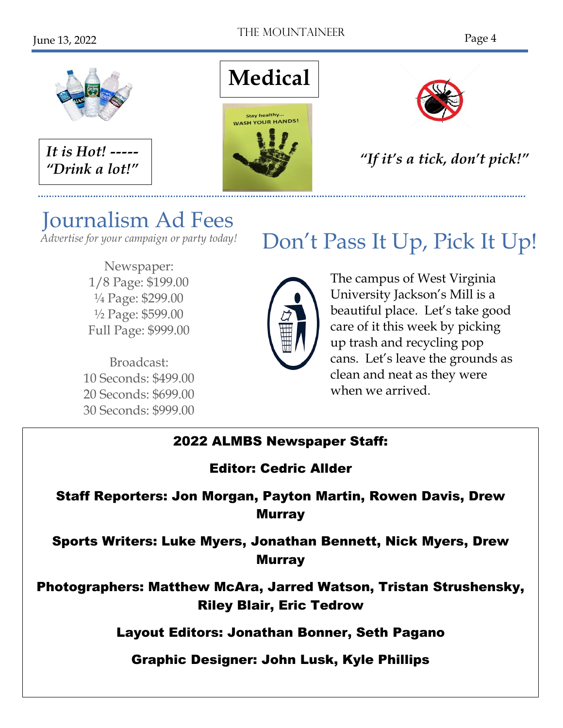# Medical

*It is Hot! ----- "Drink a lot!"*

Stay healthy... WASH YOUR HANDS!

*"If it's a tick, don't pick!"*

## Journalism Ad Fees

*Advertise for your campaign or party today!*

Newspaper:
1/8 Page: $199.00
¼ Page: $299.00
½ Page: $599.00
Full Page: $999.00

Broadcast:
10 Seconds: $499.00
20 Seconds: $699.00
30 Seconds: $999.00

## Don't Pass It Up, Pick It Up!

The campus of West Virginia University Jackson's Mill is a beautiful place. Let's take good care of it this week by picking up trash and recycling pop cans. Let's leave the grounds as clean and neat as they were when we arrived.

**2022 ALMBS Newspaper Staff:**

**Editor: Cedric Allder**

**Staff Reporters: Jon Morgan, Payton Martin, Rowen Davis, Drew Murray**

**Sports Writers: Luke Myers, Jonathan Bennett, Nick Myers, Drew Murray**

**Photographers: Matthew McAra, Jarred Watson, Tristan Strushensky, Riley Blair, Eric Tedrow**

**Layout Editors: Jonathan Bonner, Seth Pagano**

**Graphic Designer: John Lusk, Kyle Phillips**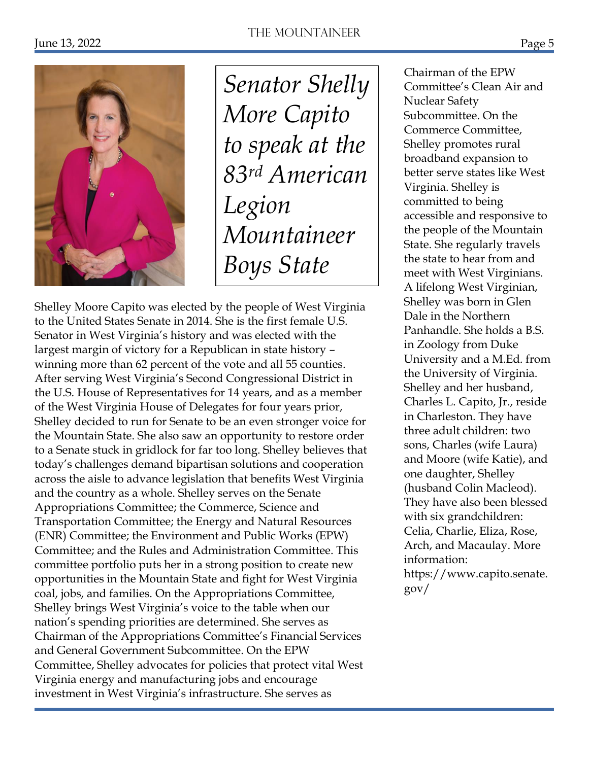# *Senator Shelly More Capito to speak at the 83rd American Legion Mountaineer Boys State*

Shelley Moore Capito was elected by the people of West Virginia to the United States Senate in 2014. She is the first female U.S. Senator in West Virginia's history and was elected with the largest margin of victory for a Republican in state history – winning more than 62 percent of the vote and all 55 counties. After serving West Virginia's Second Congressional District in the U.S. House of Representatives for 14 years, and as a member of the West Virginia House of Delegates for four years prior, Shelley decided to run for Senate to be an even stronger voice for the Mountain State. She also saw an opportunity to restore order to a Senate stuck in gridlock for far too long. Shelley believes that today's challenges demand bipartisan solutions and cooperation across the aisle to advance legislation that benefits West Virginia and the country as a whole. Shelley serves on the Senate Appropriations Committee; the Commerce, Science and Transportation Committee; the Energy and Natural Resources (ENR) Committee; the Environment and Public Works (EPW) Committee; and the Rules and Administration Committee. This committee portfolio puts her in a strong position to create new opportunities in the Mountain State and fight for West Virginia coal, jobs, and families. On the Appropriations Committee, Shelley brings West Virginia's voice to the table when our nation's spending priorities are determined. She serves as Chairman of the Appropriations Committee's Financial Services and General Government Subcommittee. On the EPW Committee, Shelley advocates for policies that protect vital West Virginia energy and manufacturing jobs and encourage investment in West Virginia's infrastructure. She serves as Chairman of the EPW Committee's Clean Air and Nuclear Safety Subcommittee. On the Commerce Committee, Shelley promotes rural broadband expansion to better serve states like West Virginia. Shelley is committed to being accessible and responsive to the people of the Mountain State. She regularly travels the state to hear from and meet with West Virginians. A lifelong West Virginian, Shelley was born in Glen Dale in the Northern Panhandle. She holds a B.S. in Zoology from Duke University and a M.Ed. from the University of Virginia. Shelley and her husband, Charles L. Capito, Jr., reside in Charleston. They have three adult children: two sons, Charles (wife Laura) and Moore (wife Katie), and one daughter, Shelley (husband Colin Macleod). They have also been blessed with six grandchildren: Celia, Charlie, Eliza, Rose, Arch, and Macaulay. More information: https://www.capito.senate.gov/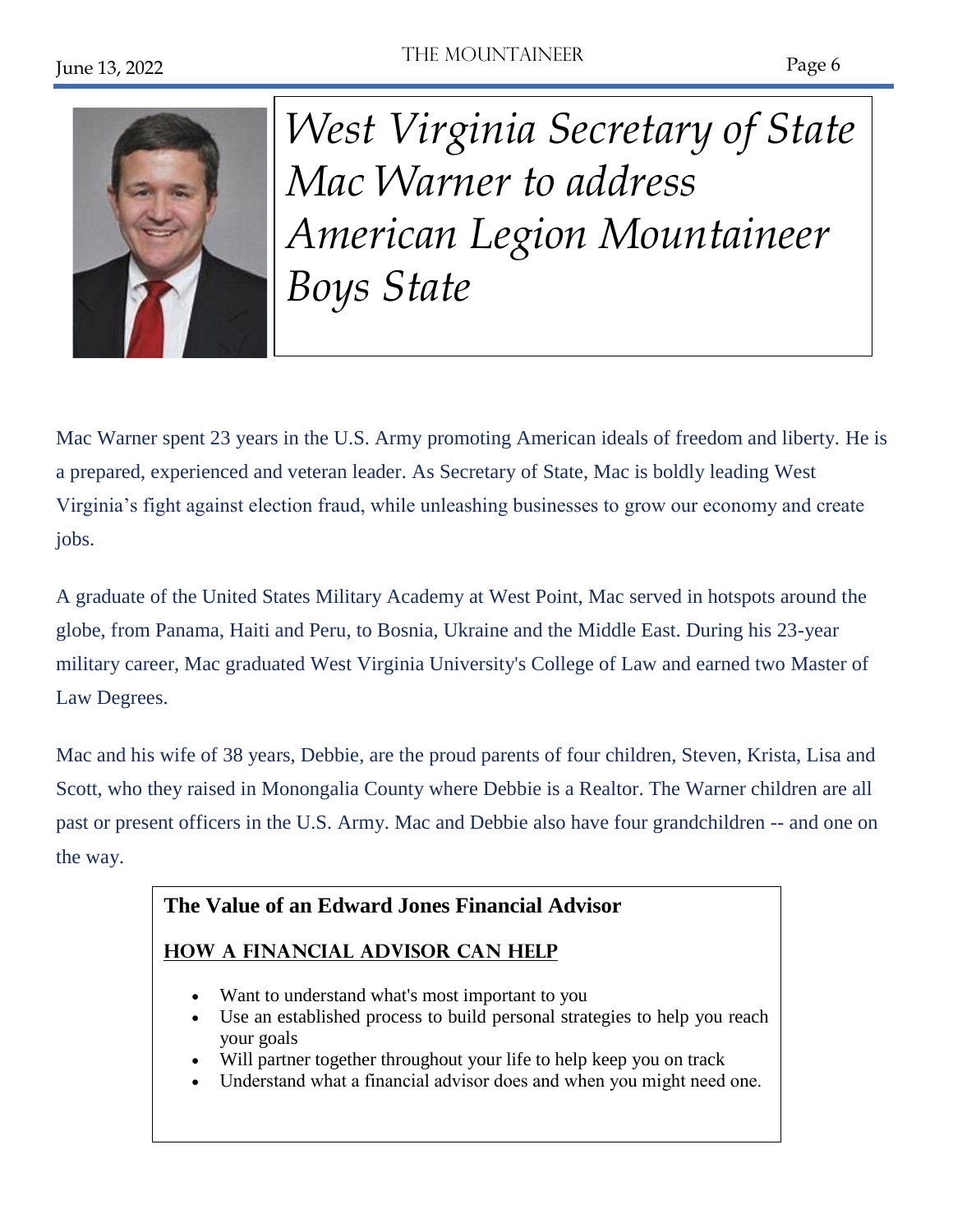# *West Virginia Secretary of State Mac Warner to address American Legion Mountaineer Boys State*

Mac Warner spent 23 years in the U.S. Army promoting American ideals of freedom and liberty. He is a prepared, experienced and veteran leader. As Secretary of State, Mac is boldly leading West Virginia's fight against election fraud, while unleashing businesses to grow our economy and create jobs.

A graduate of the United States Military Academy at West Point, Mac served in hotspots around the globe, from Panama, Haiti and Peru, to Bosnia, Ukraine and the Middle East. During his 23-year military career, Mac graduated West Virginia University's College of Law and earned two Master of Law Degrees.

Mac and his wife of 38 years, Debbie, are the proud parents of four children, Steven, Krista, Lisa and Scott, who they raised in Monongalia County where Debbie is a Realtor. The Warner children are all past or present officers in the U.S. Army. Mac and Debbie also have four grandchildren -- and one on the way.

**The Value of an Edward Jones Financial Advisor**

**HOW A FINANCIAL ADVISOR CAN HELP**

- Want to understand what's most important to you
- Use an established process to build personal strategies to help you reach your goals
- Will partner together throughout your life to help keep you on track
- Understand what a financial advisor does and when you might need one.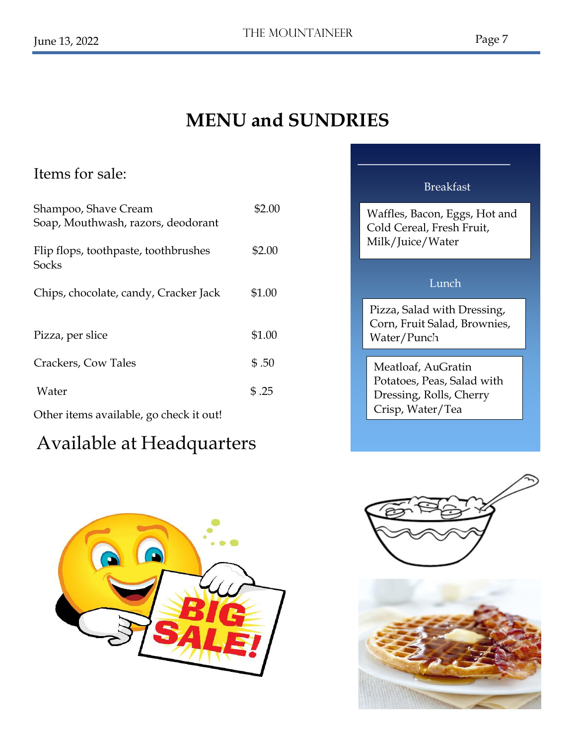# MENU and SUNDRIES

## Items for sale:

| | |
|---|---|
| Shampoo, Shave Cream<br>Soap, Mouthwash, razors, deodorant | $2.00 |
| Flip flops, toothpaste, toothbrushes<br>Socks | $2.00 |
| Chips, chocolate, candy, Cracker Jack | $1.00 |
| Pizza, per slice | $1.00 |
| Crackers, Cow Tales | $ .50 |
| Water | $ .25 |

Other items available, go check it out!

## Available at Headquarters

### Breakfast

Waffles, Bacon, Eggs, Hot and Cold Cereal, Fresh Fruit, Milk/Juice/Water

### Lunch

Pizza, Salad with Dressing, Corn, Fruit Salad, Brownies, Water/Punch

Meatloaf, AuGratin Potatoes, Peas, Salad with Dressing, Rolls, Cherry Crisp, Water/Tea